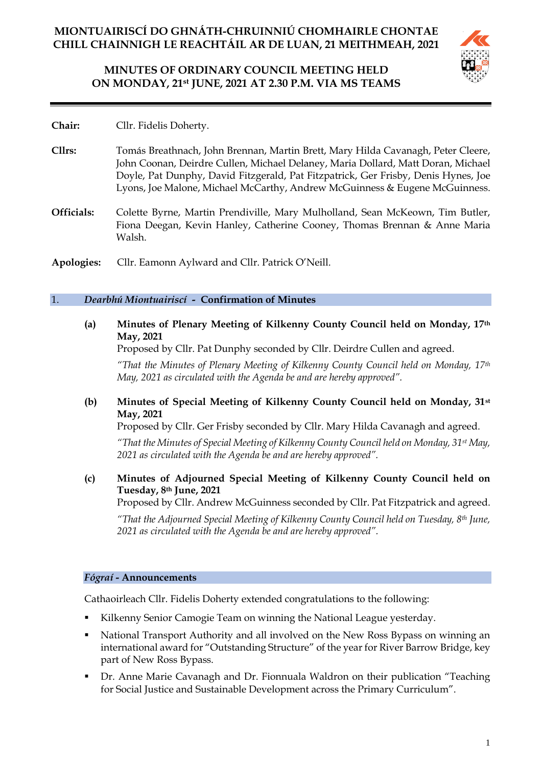# MIONTUAIRISCÍ DO GHNÁTH-CHRUINNIÚ CHOMHAIRLE CHONTAE CHILL CHAINNIGH LE REACHTÁIL AR DE LUAN, 21 MEITHMEAH, 2021

# MINUTES OF ORDINARY COUNCIL MEETING HELD ON MONDAY, 21st JUNE, 2021 AT 2.30 P.M. VIA MS TEAMS

**Chair:** Cllr. Fidelis Doherty.

**Cllrs:** Tomás Breathnach, John Brennan, Martin Brett, Mary Hilda Cavanagh, Peter Cleere, John Coonan, Deirdre Cullen, Michael Delaney, Maria Dollard, Matt Doran, Michael Doyle, Pat Dunphy, David Fitzgerald, Pat Fitzpatrick, Ger Frisby, Denis Hynes, Joe Lyons, Joe Malone, Michael McCarthy, Andrew McGuinness & Eugene McGuinness.

**Officials:** Colette Byrne, Martin Prendiville, Mary Mulholland, Sean McKeown, Tim Butler, Fiona Deegan, Kevin Hanley, Catherine Cooney, Thomas Brennan & Anne Maria Walsh.

**Apologies:** Cllr. Eamonn Aylward and Cllr. Patrick O'Neill.

## 1. *Dearbhú Miontuairiscí* - Confirmation of Minutes

**(a) Minutes of Plenary Meeting of Kilkenny County Council held on Monday, 17th May, 2021**

Proposed by Cllr. Pat Dunphy seconded by Cllr. Deirdre Cullen and agreed.

*"That the Minutes of Plenary Meeting of Kilkenny County Council held on Monday, 17th May, 2021 as circulated with the Agenda be and are hereby approved".*

**(b) Minutes of Special Meeting of Kilkenny County Council held on Monday, 31st May, 2021**

Proposed by Cllr. Ger Frisby seconded by Cllr. Mary Hilda Cavanagh and agreed.

*"That the Minutes of Special Meeting of Kilkenny County Council held on Monday, 31st May, 2021 as circulated with the Agenda be and are hereby approved".*

**(c) Minutes of Adjourned Special Meeting of Kilkenny County Council held on Tuesday, 8th June, 2021**

Proposed by Cllr. Andrew McGuinness seconded by Cllr. Pat Fitzpatrick and agreed.

*"That the Adjourned Special Meeting of Kilkenny County Council held on Tuesday, 8th June, 2021 as circulated with the Agenda be and are hereby approved".*

## *Fógraí* - Announcements

Cathaoirleach Cllr. Fidelis Doherty extended congratulations to the following:

- Kilkenny Senior Camogie Team on winning the National League yesterday.
- National Transport Authority and all involved on the New Ross Bypass on winning an international award for "Outstanding Structure" of the year for River Barrow Bridge, key part of New Ross Bypass.
- Dr. Anne Marie Cavanagh and Dr. Fionnuala Waldron on their publication "Teaching for Social Justice and Sustainable Development across the Primary Curriculum".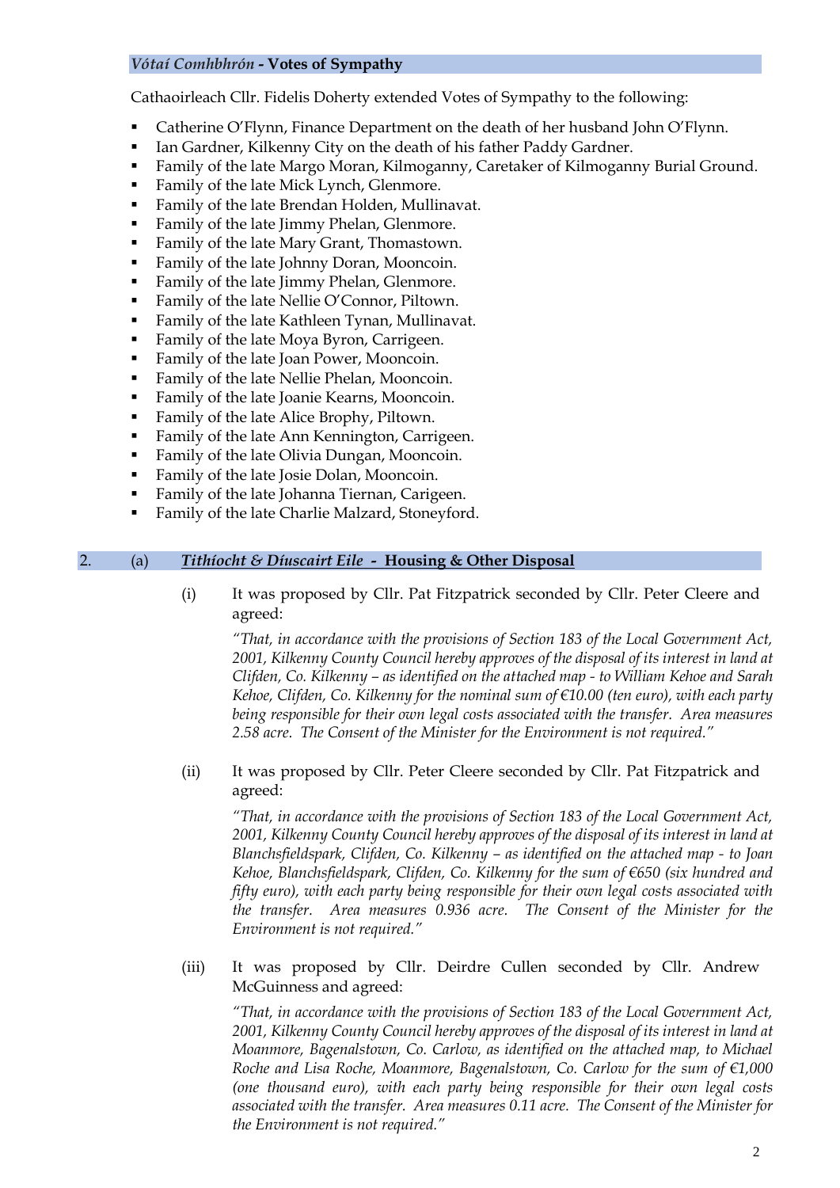## *Vótaí Comhbhrón* - Votes of Sympathy

Cathaoirleach Cllr. Fidelis Doherty extended Votes of Sympathy to the following:

- Catherine O'Flynn, Finance Department on the death of her husband John O'Flynn.
- Ian Gardner, Kilkenny City on the death of his father Paddy Gardner.
- Family of the late Margo Moran, Kilmoganny, Caretaker of Kilmoganny Burial Ground.
- Family of the late Mick Lynch, Glenmore.
- Family of the late Brendan Holden, Mullinavat.
- Family of the late Jimmy Phelan, Glenmore.
- Family of the late Mary Grant, Thomastown.
- Family of the late Johnny Doran, Mooncoin.
- Family of the late Jimmy Phelan, Glenmore.
- Family of the late Nellie O'Connor, Piltown.
- Family of the late Kathleen Tynan, Mullinavat.
- Family of the late Moya Byron, Carrigeen.
- Family of the late Joan Power, Mooncoin.
- Family of the late Nellie Phelan, Mooncoin.
- Family of the late Joanie Kearns, Mooncoin.
- Family of the late Alice Brophy, Piltown.
- Family of the late Ann Kennington, Carrigeen.
- Family of the late Olivia Dungan, Mooncoin.
- Family of the late Josie Dolan, Mooncoin.
- Family of the late Johanna Tiernan, Carigeen.
- Family of the late Charlie Malzard, Stoneyford.

## 2. (a) ***Tithíocht & Díuscairt Eile* - Housing & Other Disposal**

(i) It was proposed by Cllr. Pat Fitzpatrick seconded by Cllr. Peter Cleere and agreed:

*"That, in accordance with the provisions of Section 183 of the Local Government Act, 2001, Kilkenny County Council hereby approves of the disposal of its interest in land at Clifden, Co. Kilkenny – as identified on the attached map - to William Kehoe and Sarah Kehoe, Clifden, Co. Kilkenny for the nominal sum of €10.00 (ten euro), with each party being responsible for their own legal costs associated with the transfer. Area measures 2.58 acre. The Consent of the Minister for the Environment is not required."*

(ii) It was proposed by Cllr. Peter Cleere seconded by Cllr. Pat Fitzpatrick and agreed:

*"That, in accordance with the provisions of Section 183 of the Local Government Act, 2001, Kilkenny County Council hereby approves of the disposal of its interest in land at Blanchsfieldspark, Clifden, Co. Kilkenny – as identified on the attached map - to Joan Kehoe, Blanchsfieldspark, Clifden, Co. Kilkenny for the sum of €650 (six hundred and fifty euro), with each party being responsible for their own legal costs associated with the transfer. Area measures 0.936 acre. The Consent of the Minister for the Environment is not required."*

(iii) It was proposed by Cllr. Deirdre Cullen seconded by Cllr. Andrew McGuinness and agreed:

*"That, in accordance with the provisions of Section 183 of the Local Government Act, 2001, Kilkenny County Council hereby approves of the disposal of its interest in land at Moanmore, Bagenalstown, Co. Carlow, as identified on the attached map, to Michael Roche and Lisa Roche, Moanmore, Bagenalstown, Co. Carlow for the sum of €1,000 (one thousand euro), with each party being responsible for their own legal costs associated with the transfer. Area measures 0.11 acre. The Consent of the Minister for the Environment is not required."*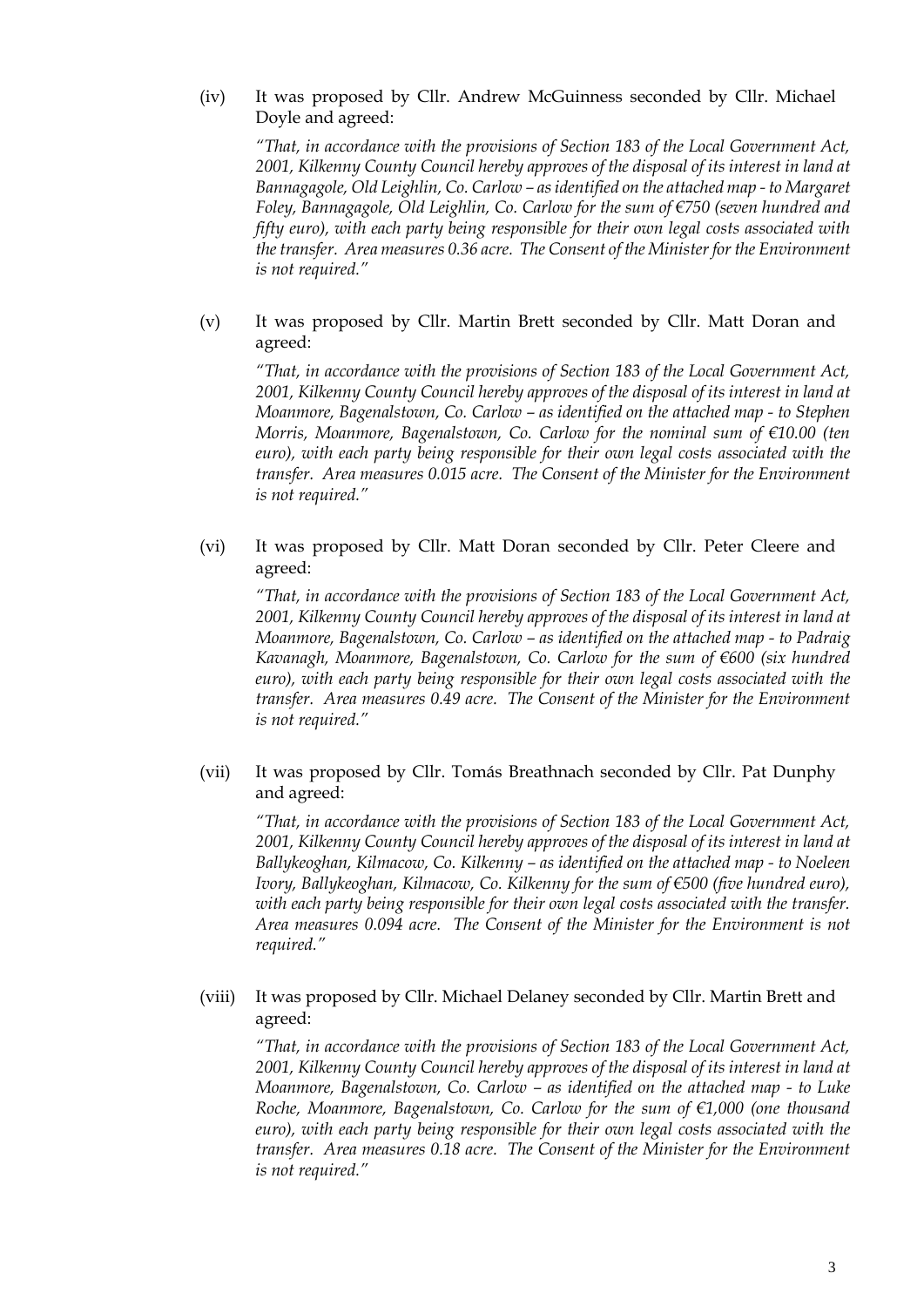(iv) It was proposed by Cllr. Andrew McGuinness seconded by Cllr. Michael Doyle and agreed:

*"That, in accordance with the provisions of Section 183 of the Local Government Act, 2001, Kilkenny County Council hereby approves of the disposal of its interest in land at Bannagagole, Old Leighlin, Co. Carlow – as identified on the attached map - to Margaret Foley, Bannagagole, Old Leighlin, Co. Carlow for the sum of €750 (seven hundred and fifty euro), with each party being responsible for their own legal costs associated with the transfer. Area measures 0.36 acre. The Consent of the Minister for the Environment is not required."*

(v) It was proposed by Cllr. Martin Brett seconded by Cllr. Matt Doran and agreed:

*"That, in accordance with the provisions of Section 183 of the Local Government Act, 2001, Kilkenny County Council hereby approves of the disposal of its interest in land at Moanmore, Bagenalstown, Co. Carlow – as identified on the attached map - to Stephen Morris, Moanmore, Bagenalstown, Co. Carlow for the nominal sum of €10.00 (ten euro), with each party being responsible for their own legal costs associated with the transfer. Area measures 0.015 acre. The Consent of the Minister for the Environment is not required."*

(vi) It was proposed by Cllr. Matt Doran seconded by Cllr. Peter Cleere and agreed:

*"That, in accordance with the provisions of Section 183 of the Local Government Act, 2001, Kilkenny County Council hereby approves of the disposal of its interest in land at Moanmore, Bagenalstown, Co. Carlow – as identified on the attached map - to Padraig Kavanagh, Moanmore, Bagenalstown, Co. Carlow for the sum of €600 (six hundred euro), with each party being responsible for their own legal costs associated with the transfer. Area measures 0.49 acre. The Consent of the Minister for the Environment is not required."*

(vii) It was proposed by Cllr. Tomás Breathnach seconded by Cllr. Pat Dunphy and agreed:

*"That, in accordance with the provisions of Section 183 of the Local Government Act, 2001, Kilkenny County Council hereby approves of the disposal of its interest in land at Ballykeoghan, Kilmacow, Co. Kilkenny – as identified on the attached map - to Noeleen Ivory, Ballykeoghan, Kilmacow, Co. Kilkenny for the sum of €500 (five hundred euro), with each party being responsible for their own legal costs associated with the transfer. Area measures 0.094 acre. The Consent of the Minister for the Environment is not required."*

(viii) It was proposed by Cllr. Michael Delaney seconded by Cllr. Martin Brett and agreed:

*"That, in accordance with the provisions of Section 183 of the Local Government Act, 2001, Kilkenny County Council hereby approves of the disposal of its interest in land at Moanmore, Bagenalstown, Co. Carlow – as identified on the attached map - to Luke Roche, Moanmore, Bagenalstown, Co. Carlow for the sum of €1,000 (one thousand euro), with each party being responsible for their own legal costs associated with the transfer. Area measures 0.18 acre. The Consent of the Minister for the Environment is not required."*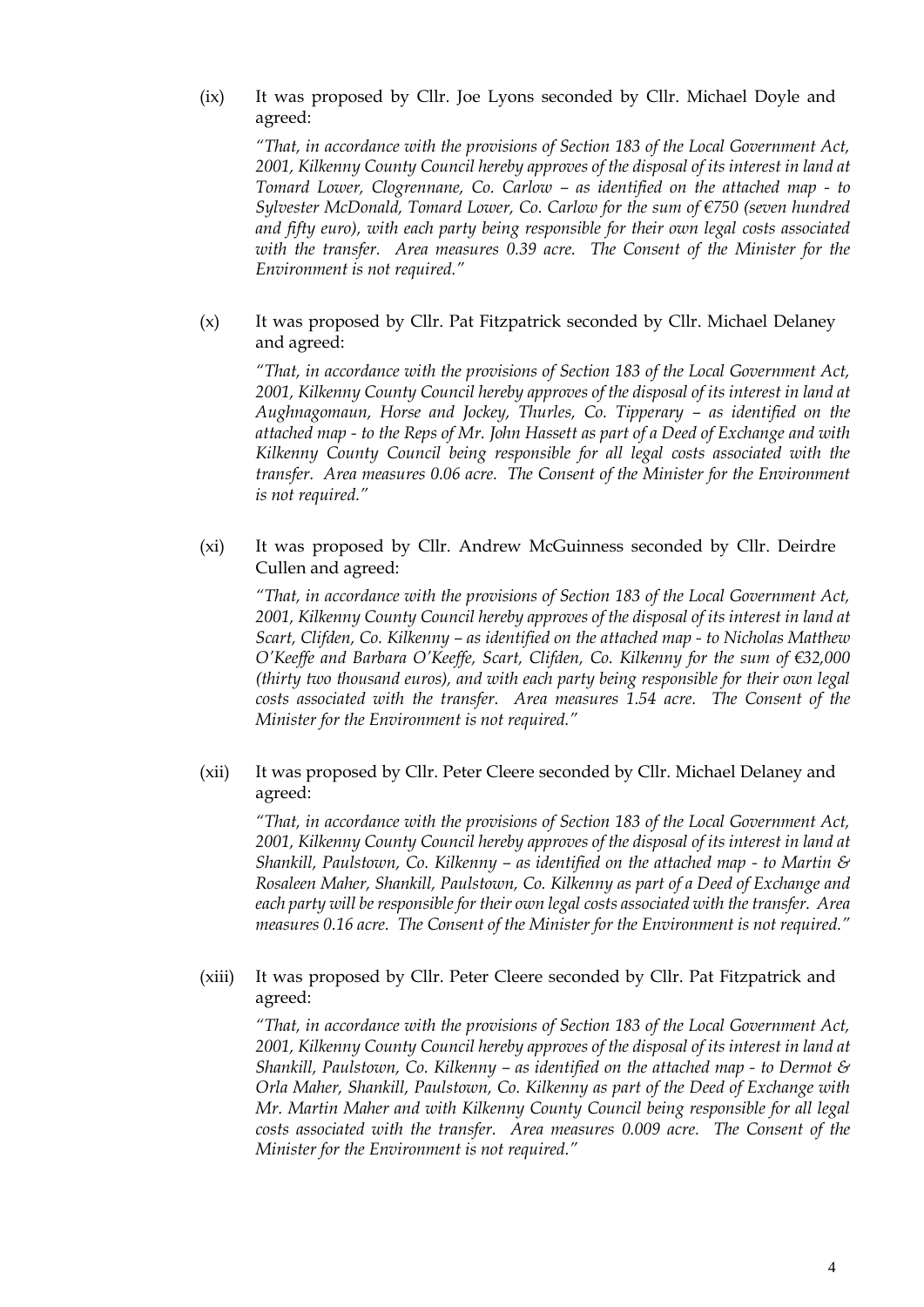(ix) It was proposed by Cllr. Joe Lyons seconded by Cllr. Michael Doyle and agreed:

*"That, in accordance with the provisions of Section 183 of the Local Government Act, 2001, Kilkenny County Council hereby approves of the disposal of its interest in land at Tomard Lower, Clogrennane, Co. Carlow – as identified on the attached map - to Sylvester McDonald, Tomard Lower, Co. Carlow for the sum of €750 (seven hundred and fifty euro), with each party being responsible for their own legal costs associated with the transfer. Area measures 0.39 acre. The Consent of the Minister for the Environment is not required."*

(x) It was proposed by Cllr. Pat Fitzpatrick seconded by Cllr. Michael Delaney and agreed:

*"That, in accordance with the provisions of Section 183 of the Local Government Act, 2001, Kilkenny County Council hereby approves of the disposal of its interest in land at Aughnagomaun, Horse and Jockey, Thurles, Co. Tipperary – as identified on the attached map - to the Reps of Mr. John Hassett as part of a Deed of Exchange and with Kilkenny County Council being responsible for all legal costs associated with the transfer. Area measures 0.06 acre. The Consent of the Minister for the Environment is not required."*

(xi) It was proposed by Cllr. Andrew McGuinness seconded by Cllr. Deirdre Cullen and agreed:

*"That, in accordance with the provisions of Section 183 of the Local Government Act, 2001, Kilkenny County Council hereby approves of the disposal of its interest in land at Scart, Clifden, Co. Kilkenny – as identified on the attached map - to Nicholas Matthew O'Keeffe and Barbara O'Keeffe, Scart, Clifden, Co. Kilkenny for the sum of €32,000 (thirty two thousand euros), and with each party being responsible for their own legal costs associated with the transfer. Area measures 1.54 acre. The Consent of the Minister for the Environment is not required."*

(xii) It was proposed by Cllr. Peter Cleere seconded by Cllr. Michael Delaney and agreed:

*"That, in accordance with the provisions of Section 183 of the Local Government Act, 2001, Kilkenny County Council hereby approves of the disposal of its interest in land at Shankill, Paulstown, Co. Kilkenny – as identified on the attached map - to Martin & Rosaleen Maher, Shankill, Paulstown, Co. Kilkenny as part of a Deed of Exchange and each party will be responsible for their own legal costs associated with the transfer. Area measures 0.16 acre. The Consent of the Minister for the Environment is not required."*

(xiii) It was proposed by Cllr. Peter Cleere seconded by Cllr. Pat Fitzpatrick and agreed:

*"That, in accordance with the provisions of Section 183 of the Local Government Act, 2001, Kilkenny County Council hereby approves of the disposal of its interest in land at Shankill, Paulstown, Co. Kilkenny – as identified on the attached map - to Dermot & Orla Maher, Shankill, Paulstown, Co. Kilkenny as part of the Deed of Exchange with Mr. Martin Maher and with Kilkenny County Council being responsible for all legal costs associated with the transfer. Area measures 0.009 acre. The Consent of the Minister for the Environment is not required."*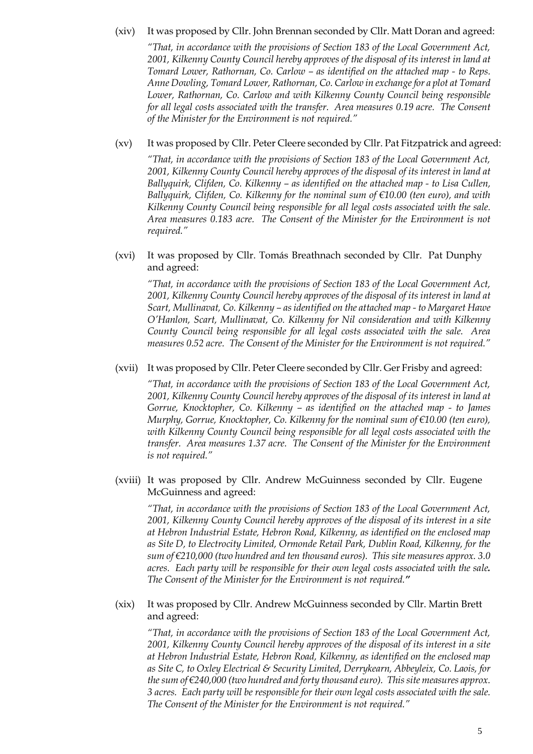(xiv) It was proposed by Cllr. John Brennan seconded by Cllr. Matt Doran and agreed:

*"That, in accordance with the provisions of Section 183 of the Local Government Act, 2001, Kilkenny County Council hereby approves of the disposal of its interest in land at Tomard Lower, Rathornan, Co. Carlow – as identified on the attached map - to Reps. Anne Dowling, Tomard Lower, Rathornan, Co. Carlow in exchange for a plot at Tomard Lower, Rathornan, Co. Carlow and with Kilkenny County Council being responsible for all legal costs associated with the transfer. Area measures 0.19 acre. The Consent of the Minister for the Environment is not required."*

(xv) It was proposed by Cllr. Peter Cleere seconded by Cllr. Pat Fitzpatrick and agreed:

*"That, in accordance with the provisions of Section 183 of the Local Government Act, 2001, Kilkenny County Council hereby approves of the disposal of its interest in land at Ballyquirk, Clifden, Co. Kilkenny – as identified on the attached map - to Lisa Cullen, Ballyquirk, Clifden, Co. Kilkenny for the nominal sum of €10.00 (ten euro), and with Kilkenny County Council being responsible for all legal costs associated with the sale. Area measures 0.183 acre. The Consent of the Minister for the Environment is not required."*

(xvi) It was proposed by Cllr. Tomás Breathnach seconded by Cllr. Pat Dunphy and agreed:

*"That, in accordance with the provisions of Section 183 of the Local Government Act, 2001, Kilkenny County Council hereby approves of the disposal of its interest in land at Scart, Mullinavat, Co. Kilkenny – as identified on the attached map - to Margaret Hawe O'Hanlon, Scart, Mullinavat, Co. Kilkenny for Nil consideration and with Kilkenny County Council being responsible for all legal costs associated with the sale. Area measures 0.52 acre. The Consent of the Minister for the Environment is not required."*

(xvii) It was proposed by Cllr. Peter Cleere seconded by Cllr. Ger Frisby and agreed:

*"That, in accordance with the provisions of Section 183 of the Local Government Act, 2001, Kilkenny County Council hereby approves of the disposal of its interest in land at Gorrue, Knocktopher, Co. Kilkenny – as identified on the attached map - to James Murphy, Gorrue, Knocktopher, Co. Kilkenny for the nominal sum of €10.00 (ten euro), with Kilkenny County Council being responsible for all legal costs associated with the transfer. Area measures 1.37 acre. The Consent of the Minister for the Environment is not required."*

(xviii) It was proposed by Cllr. Andrew McGuinness seconded by Cllr. Eugene McGuinness and agreed:

*"That, in accordance with the provisions of Section 183 of the Local Government Act, 2001, Kilkenny County Council hereby approves of the disposal of its interest in a site at Hebron Industrial Estate, Hebron Road, Kilkenny, as identified on the enclosed map as Site D, to Electrocity Limited, Ormonde Retail Park, Dublin Road, Kilkenny, for the sum of €210,000 (two hundred and ten thousand euros). This site measures approx. 3.0 acres. Each party will be responsible for their own legal costs associated with the sale. The Consent of the Minister for the Environment is not required."*

(xix) It was proposed by Cllr. Andrew McGuinness seconded by Cllr. Martin Brett and agreed:

*"That, in accordance with the provisions of Section 183 of the Local Government Act, 2001, Kilkenny County Council hereby approves of the disposal of its interest in a site at Hebron Industrial Estate, Hebron Road, Kilkenny, as identified on the enclosed map as Site C, to Oxley Electrical & Security Limited, Derrykearn, Abbeyleix, Co. Laois, for the sum of €240,000 (two hundred and forty thousand euro). This site measures approx. 3 acres. Each party will be responsible for their own legal costs associated with the sale. The Consent of the Minister for the Environment is not required."*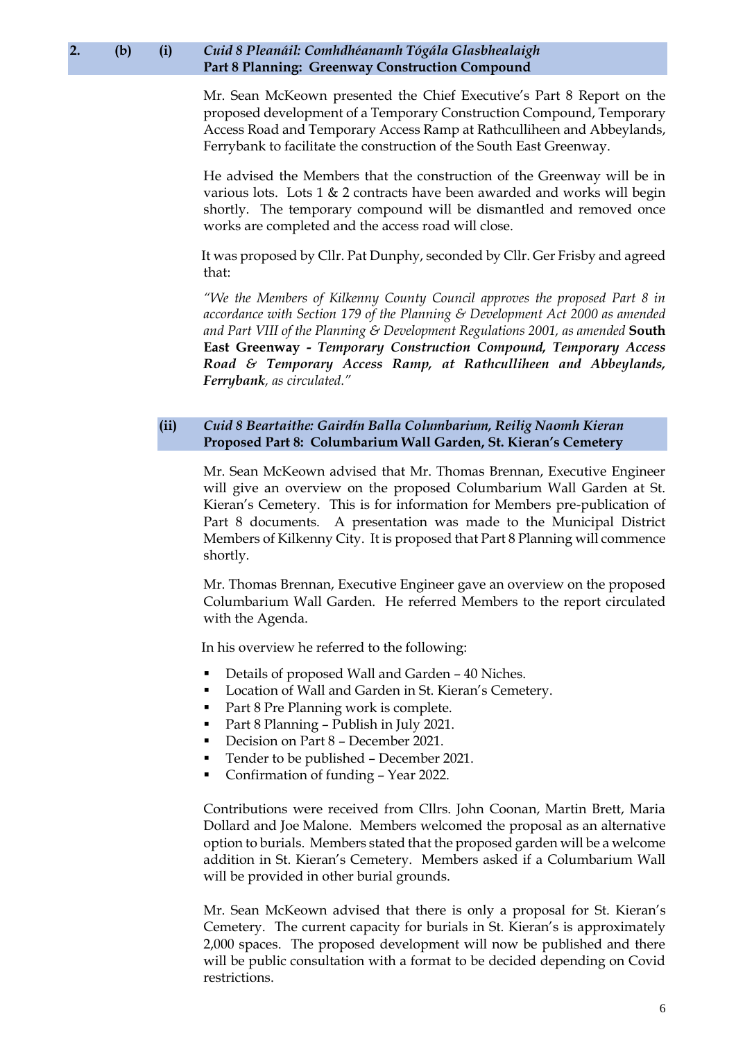## 2. (b) (i) *Cuid 8 Pleanáil: Comhdhéanamh Tógála Glasbhealaigh*
## **Part 8 Planning: Greenway Construction Compound**

Mr. Sean McKeown presented the Chief Executive's Part 8 Report on the proposed development of a Temporary Construction Compound, Temporary Access Road and Temporary Access Ramp at Rathculliheen and Abbeylands, Ferrybank to facilitate the construction of the South East Greenway.

He advised the Members that the construction of the Greenway will be in various lots. Lots 1 & 2 contracts have been awarded and works will begin shortly. The temporary compound will be dismantled and removed once works are completed and the access road will close.

It was proposed by Cllr. Pat Dunphy, seconded by Cllr. Ger Frisby and agreed that:

*"We the Members of Kilkenny County Council approves the proposed Part 8 in accordance with Section 179 of the Planning & Development Act 2000 as amended and Part VIII of the Planning & Development Regulations 2001, as amended* **South East Greenway -** ***Temporary Construction Compound, Temporary Access Road & Temporary Access Ramp, at Rathculliheen and Abbeylands, Ferrybank****, as circulated."*

### (ii) *Cuid 8 Beartaithe: Gairdín Balla Columbarium, Reilig Naomh Kieran*
### **Proposed Part 8: Columbarium Wall Garden, St. Kieran's Cemetery**

Mr. Sean McKeown advised that Mr. Thomas Brennan, Executive Engineer will give an overview on the proposed Columbarium Wall Garden at St. Kieran's Cemetery. This is for information for Members pre-publication of Part 8 documents. A presentation was made to the Municipal District Members of Kilkenny City. It is proposed that Part 8 Planning will commence shortly.

Mr. Thomas Brennan, Executive Engineer gave an overview on the proposed Columbarium Wall Garden. He referred Members to the report circulated with the Agenda.

In his overview he referred to the following:

- Details of proposed Wall and Garden – 40 Niches.
- Location of Wall and Garden in St. Kieran's Cemetery.
- Part 8 Pre Planning work is complete.
- Part 8 Planning – Publish in July 2021.
- Decision on Part 8 – December 2021.
- Tender to be published – December 2021.
- Confirmation of funding – Year 2022.

Contributions were received from Cllrs. John Coonan, Martin Brett, Maria Dollard and Joe Malone. Members welcomed the proposal as an alternative option to burials. Members stated that the proposed garden will be a welcome addition in St. Kieran's Cemetery. Members asked if a Columbarium Wall will be provided in other burial grounds.

Mr. Sean McKeown advised that there is only a proposal for St. Kieran's Cemetery. The current capacity for burials in St. Kieran's is approximately 2,000 spaces. The proposed development will now be published and there will be public consultation with a format to be decided depending on Covid restrictions.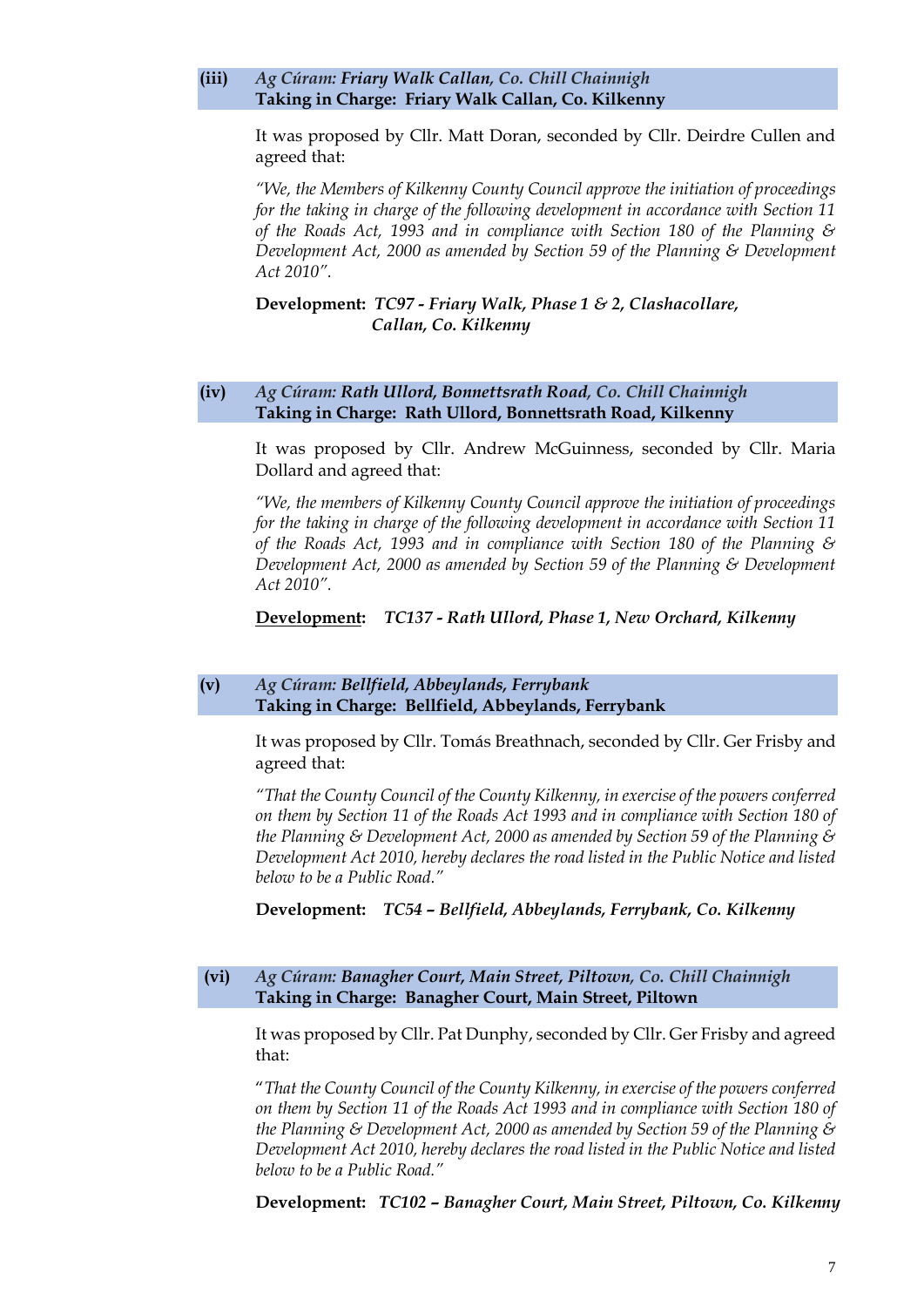**(iii)** *Ag Cúram: **Friary Walk Callan,** Co. Chill Chainnigh*
**Taking in Charge: Friary Walk Callan, Co. Kilkenny**

It was proposed by Cllr. Matt Doran, seconded by Cllr. Deirdre Cullen and agreed that:

*"We, the Members of Kilkenny County Council approve the initiation of proceedings for the taking in charge of the following development in accordance with Section 11 of the Roads Act, 1993 and in compliance with Section 180 of the Planning & Development Act, 2000 as amended by Section 59 of the Planning & Development Act 2010".*

**Development:** ***TC97 - Friary Walk, Phase 1 & 2, Clashacollare, Callan, Co. Kilkenny***

**(iv)** *Ag Cúram: **Rath Ullord, Bonnettsrath Road,** Co. Chill Chainnigh*
**Taking in Charge: Rath Ullord, Bonnettsrath Road, Kilkenny**

It was proposed by Cllr. Andrew McGuinness, seconded by Cllr. Maria Dollard and agreed that:

*"We, the members of Kilkenny County Council approve the initiation of proceedings for the taking in charge of the following development in accordance with Section 11 of the Roads Act, 1993 and in compliance with Section 180 of the Planning & Development Act, 2000 as amended by Section 59 of the Planning & Development Act 2010".*

**Development:** ***TC137 - Rath Ullord, Phase 1, New Orchard, Kilkenny***

**(v)** *Ag Cúram: **Bellfield, Abbeylands, Ferrybank***
**Taking in Charge: Bellfield, Abbeylands, Ferrybank**

It was proposed by Cllr. Tomás Breathnach, seconded by Cllr. Ger Frisby and agreed that:

*"That the County Council of the County Kilkenny, in exercise of the powers conferred on them by Section 11 of the Roads Act 1993 and in compliance with Section 180 of the Planning & Development Act, 2000 as amended by Section 59 of the Planning & Development Act 2010, hereby declares the road listed in the Public Notice and listed below to be a Public Road."*

**Development:** ***TC54 – Bellfield, Abbeylands, Ferrybank, Co. Kilkenny***

**(vi)** *Ag Cúram: **Banagher Court, Main Street, Piltown,** Co. Chill Chainnigh*
**Taking in Charge: Banagher Court, Main Street, Piltown**

It was proposed by Cllr. Pat Dunphy, seconded by Cllr. Ger Frisby and agreed that:

"*That the County Council of the County Kilkenny, in exercise of the powers conferred on them by Section 11 of the Roads Act 1993 and in compliance with Section 180 of the Planning & Development Act, 2000 as amended by Section 59 of the Planning & Development Act 2010, hereby declares the road listed in the Public Notice and listed below to be a Public Road."*

**Development:** ***TC102 – Banagher Court, Main Street, Piltown, Co. Kilkenny***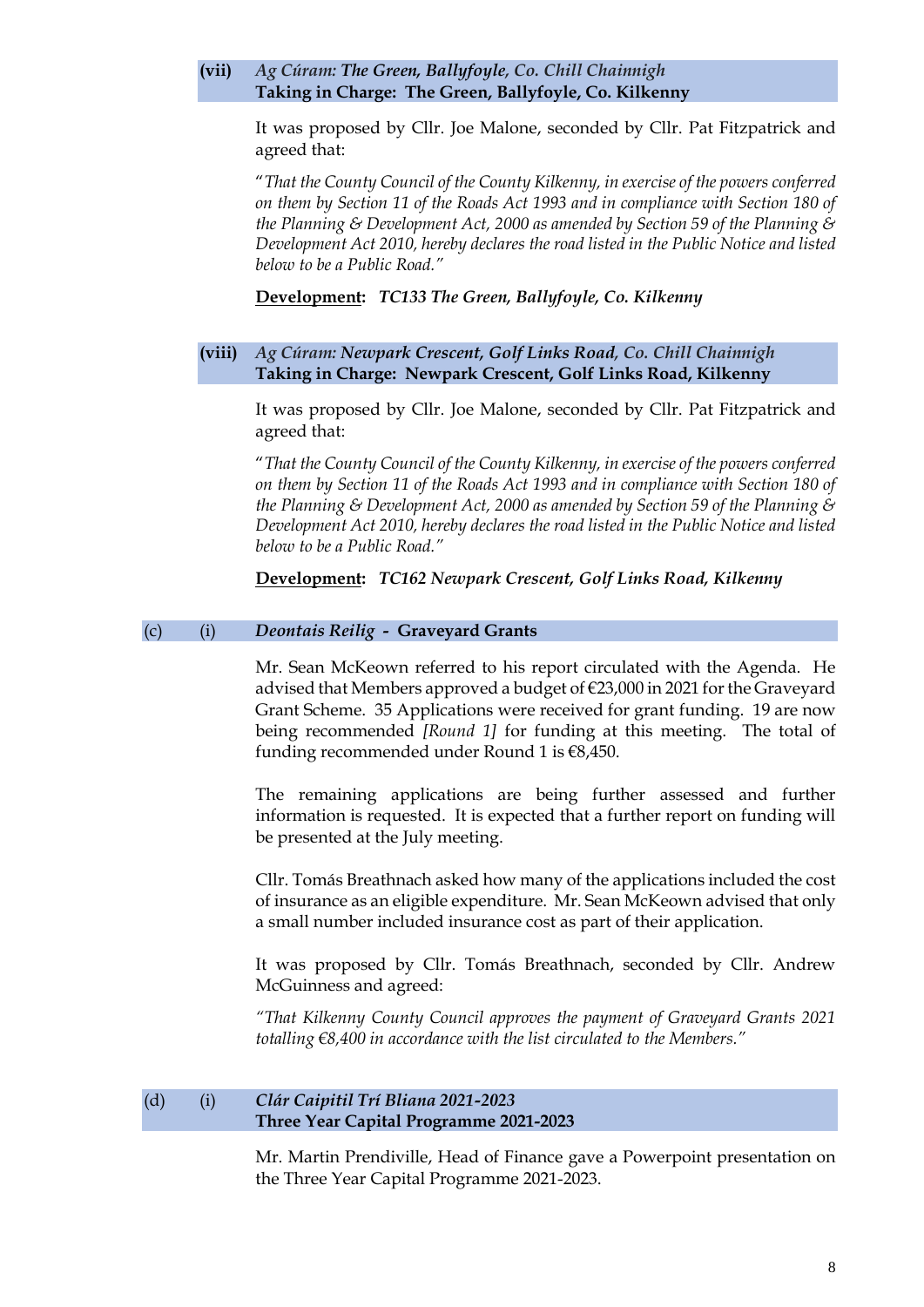**(vii)** ***Ag Cúram: The Green, Ballyfoyle,*** *Co. Chill Chainnigh*
**Taking in Charge: The Green, Ballyfoyle, Co. Kilkenny**

It was proposed by Cllr. Joe Malone, seconded by Cllr. Pat Fitzpatrick and agreed that:

"*That the County Council of the County Kilkenny, in exercise of the powers conferred on them by Section 11 of the Roads Act 1993 and in compliance with Section 180 of the Planning & Development Act, 2000 as amended by Section 59 of the Planning & Development Act 2010, hereby declares the road listed in the Public Notice and listed below to be a Public Road.*"

**Development:** ***TC133 The Green, Ballyfoyle, Co. Kilkenny***

**(viii)** ***Ag Cúram: Newpark Crescent, Golf Links Road,*** *Co. Chill Chainnigh*
**Taking in Charge: Newpark Crescent, Golf Links Road, Kilkenny**

It was proposed by Cllr. Joe Malone, seconded by Cllr. Pat Fitzpatrick and agreed that:

"*That the County Council of the County Kilkenny, in exercise of the powers conferred on them by Section 11 of the Roads Act 1993 and in compliance with Section 180 of the Planning & Development Act, 2000 as amended by Section 59 of the Planning & Development Act 2010, hereby declares the road listed in the Public Notice and listed below to be a Public Road.*"

**Development:** ***TC162 Newpark Crescent, Golf Links Road, Kilkenny***

(c) (i) ***Deontais Reilig*** **- Graveyard Grants**

Mr. Sean McKeown referred to his report circulated with the Agenda. He advised that Members approved a budget of €23,000 in 2021 for the Graveyard Grant Scheme. 35 Applications were received for grant funding. 19 are now being recommended *[Round 1]* for funding at this meeting. The total of funding recommended under Round 1 is €8,450.

The remaining applications are being further assessed and further information is requested. It is expected that a further report on funding will be presented at the July meeting.

Cllr. Tomás Breathnach asked how many of the applications included the cost of insurance as an eligible expenditure. Mr. Sean McKeown advised that only a small number included insurance cost as part of their application.

It was proposed by Cllr. Tomás Breathnach, seconded by Cllr. Andrew McGuinness and agreed:

*"That Kilkenny County Council approves the payment of Graveyard Grants 2021 totalling €8,400 in accordance with the list circulated to the Members."*

(d) (i) ***Clár Caipitil Trí Bliana 2021-2023***
**Three Year Capital Programme 2021-2023**

Mr. Martin Prendiville, Head of Finance gave a Powerpoint presentation on the Three Year Capital Programme 2021-2023.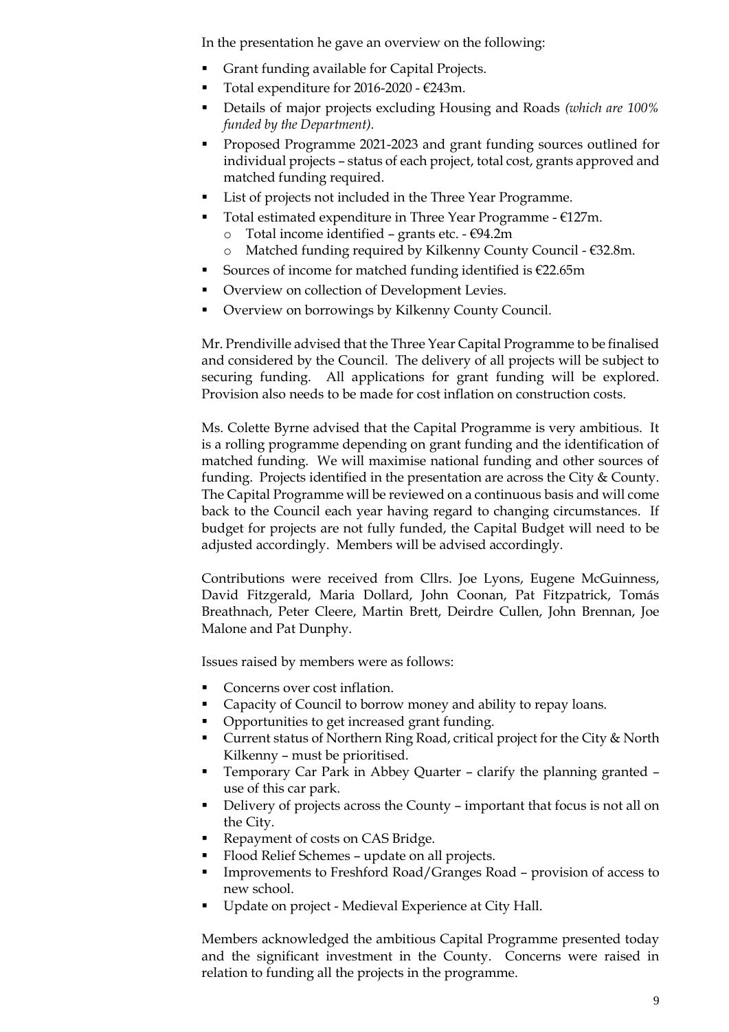In the presentation he gave an overview on the following:

- Grant funding available for Capital Projects.
- Total expenditure for 2016-2020 - €243m.
- Details of major projects excluding Housing and Roads *(which are 100% funded by the Department).*
- Proposed Programme 2021-2023 and grant funding sources outlined for individual projects – status of each project, total cost, grants approved and matched funding required.
- List of projects not included in the Three Year Programme.
- Total estimated expenditure in Three Year Programme - €127m.
  - Total income identified – grants etc. - €94.2m
  - Matched funding required by Kilkenny County Council - €32.8m.
- Sources of income for matched funding identified is €22.65m
- Overview on collection of Development Levies.
- Overview on borrowings by Kilkenny County Council.

Mr. Prendiville advised that the Three Year Capital Programme to be finalised and considered by the Council. The delivery of all projects will be subject to securing funding. All applications for grant funding will be explored. Provision also needs to be made for cost inflation on construction costs.

Ms. Colette Byrne advised that the Capital Programme is very ambitious. It is a rolling programme depending on grant funding and the identification of matched funding. We will maximise national funding and other sources of funding. Projects identified in the presentation are across the City & County. The Capital Programme will be reviewed on a continuous basis and will come back to the Council each year having regard to changing circumstances. If budget for projects are not fully funded, the Capital Budget will need to be adjusted accordingly. Members will be advised accordingly.

Contributions were received from Cllrs. Joe Lyons, Eugene McGuinness, David Fitzgerald, Maria Dollard, John Coonan, Pat Fitzpatrick, Tomás Breathnach, Peter Cleere, Martin Brett, Deirdre Cullen, John Brennan, Joe Malone and Pat Dunphy.

Issues raised by members were as follows:

- Concerns over cost inflation.
- Capacity of Council to borrow money and ability to repay loans.
- Opportunities to get increased grant funding.
- Current status of Northern Ring Road, critical project for the City & North Kilkenny – must be prioritised.
- Temporary Car Park in Abbey Quarter – clarify the planning granted – use of this car park.
- Delivery of projects across the County – important that focus is not all on the City.
- Repayment of costs on CAS Bridge.
- Flood Relief Schemes – update on all projects.
- Improvements to Freshford Road/Granges Road – provision of access to new school.
- Update on project - Medieval Experience at City Hall.

Members acknowledged the ambitious Capital Programme presented today and the significant investment in the County. Concerns were raised in relation to funding all the projects in the programme.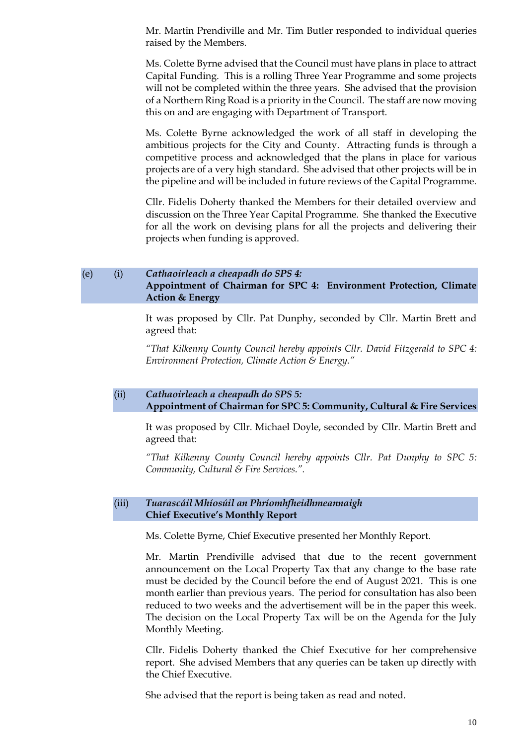Mr. Martin Prendiville and Mr. Tim Butler responded to individual queries raised by the Members.

Ms. Colette Byrne advised that the Council must have plans in place to attract Capital Funding. This is a rolling Three Year Programme and some projects will not be completed within the three years. She advised that the provision of a Northern Ring Road is a priority in the Council. The staff are now moving this on and are engaging with Department of Transport.

Ms. Colette Byrne acknowledged the work of all staff in developing the ambitious projects for the City and County. Attracting funds is through a competitive process and acknowledged that the plans in place for various projects are of a very high standard. She advised that other projects will be in the pipeline and will be included in future reviews of the Capital Programme.

Cllr. Fidelis Doherty thanked the Members for their detailed overview and discussion on the Three Year Capital Programme. She thanked the Executive for all the work on devising plans for all the projects and delivering their projects when funding is approved.

### (e) (i) *Cathaoirleach a cheapadh do SPS 4:* **Appointment of Chairman for SPC 4: Environment Protection, Climate Action & Energy**

It was proposed by Cllr. Pat Dunphy, seconded by Cllr. Martin Brett and agreed that:

*"That Kilkenny County Council hereby appoints Cllr. David Fitzgerald to SPC 4: Environment Protection, Climate Action & Energy."*

### (ii) *Cathaoirleach a cheapadh do SPS 5:* **Appointment of Chairman for SPC 5: Community, Cultural & Fire Services**

It was proposed by Cllr. Michael Doyle, seconded by Cllr. Martin Brett and agreed that:

*"That Kilkenny County Council hereby appoints Cllr. Pat Dunphy to SPC 5: Community, Cultural & Fire Services."*.

### (iii) *Tuarascáil Mhíosúil an Phríomhfheidhmeannaigh* **Chief Executive's Monthly Report**

Ms. Colette Byrne, Chief Executive presented her Monthly Report.

Mr. Martin Prendiville advised that due to the recent government announcement on the Local Property Tax that any change to the base rate must be decided by the Council before the end of August 2021. This is one month earlier than previous years. The period for consultation has also been reduced to two weeks and the advertisement will be in the paper this week. The decision on the Local Property Tax will be on the Agenda for the July Monthly Meeting.

Cllr. Fidelis Doherty thanked the Chief Executive for her comprehensive report. She advised Members that any queries can be taken up directly with the Chief Executive.

She advised that the report is being taken as read and noted.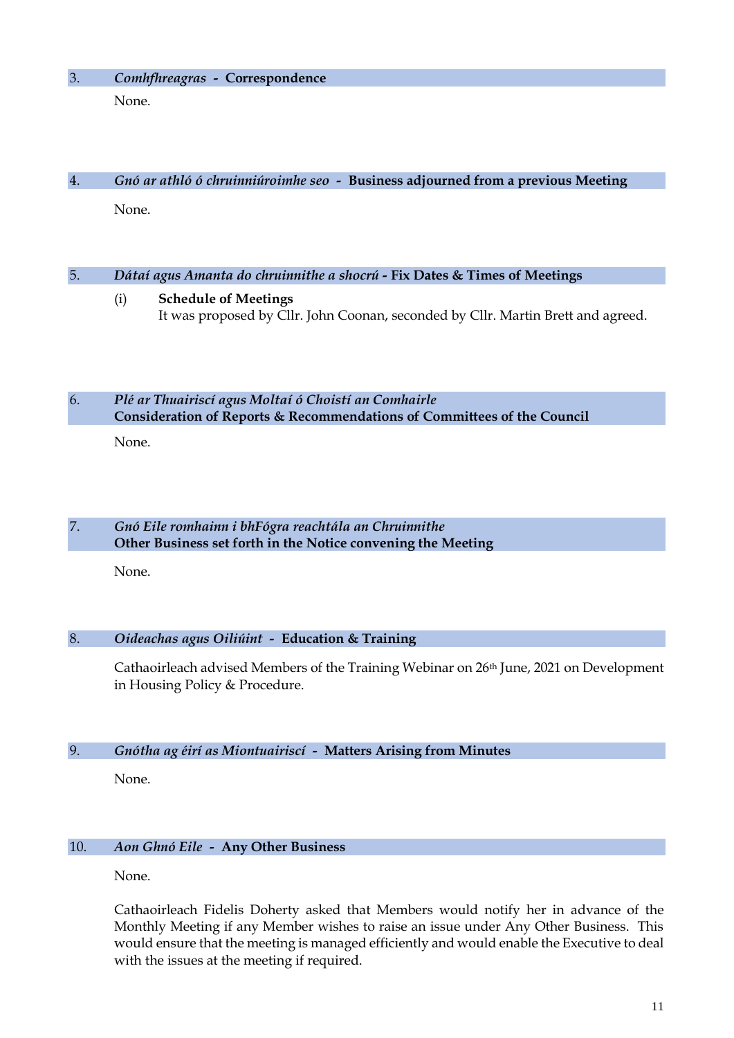## 3. *Comhfhreagras* - Correspondence

None.

## 4. *Gnó ar athló ó chruinniúroimhe seo* - Business adjourned from a previous Meeting

None.

## 5. *Dátaí agus Amanta do chruinnithe a shocrú* - Fix Dates & Times of Meetings

(i) **Schedule of Meetings**
It was proposed by Cllr. John Coonan, seconded by Cllr. Martin Brett and agreed.

## 6. *Plé ar Thuairiscí agus Moltaí ó Choistí an Comhairle* Consideration of Reports & Recommendations of Committees of the Council

None.

## 7. *Gnó Eile romhainn i bhFógra reachtála an Chruinnithe* Other Business set forth in the Notice convening the Meeting

None.

## 8. *Oideachas agus Oiliúint* - Education & Training

Cathaoirleach advised Members of the Training Webinar on 26th June, 2021 on Development in Housing Policy & Procedure.

## 9. *Gnótha ag éirí as Miontuairiscí* - Matters Arising from Minutes

None.

## 10. *Aon Ghnó Eile* - Any Other Business

None.

Cathaoirleach Fidelis Doherty asked that Members would notify her in advance of the Monthly Meeting if any Member wishes to raise an issue under Any Other Business. This would ensure that the meeting is managed efficiently and would enable the Executive to deal with the issues at the meeting if required.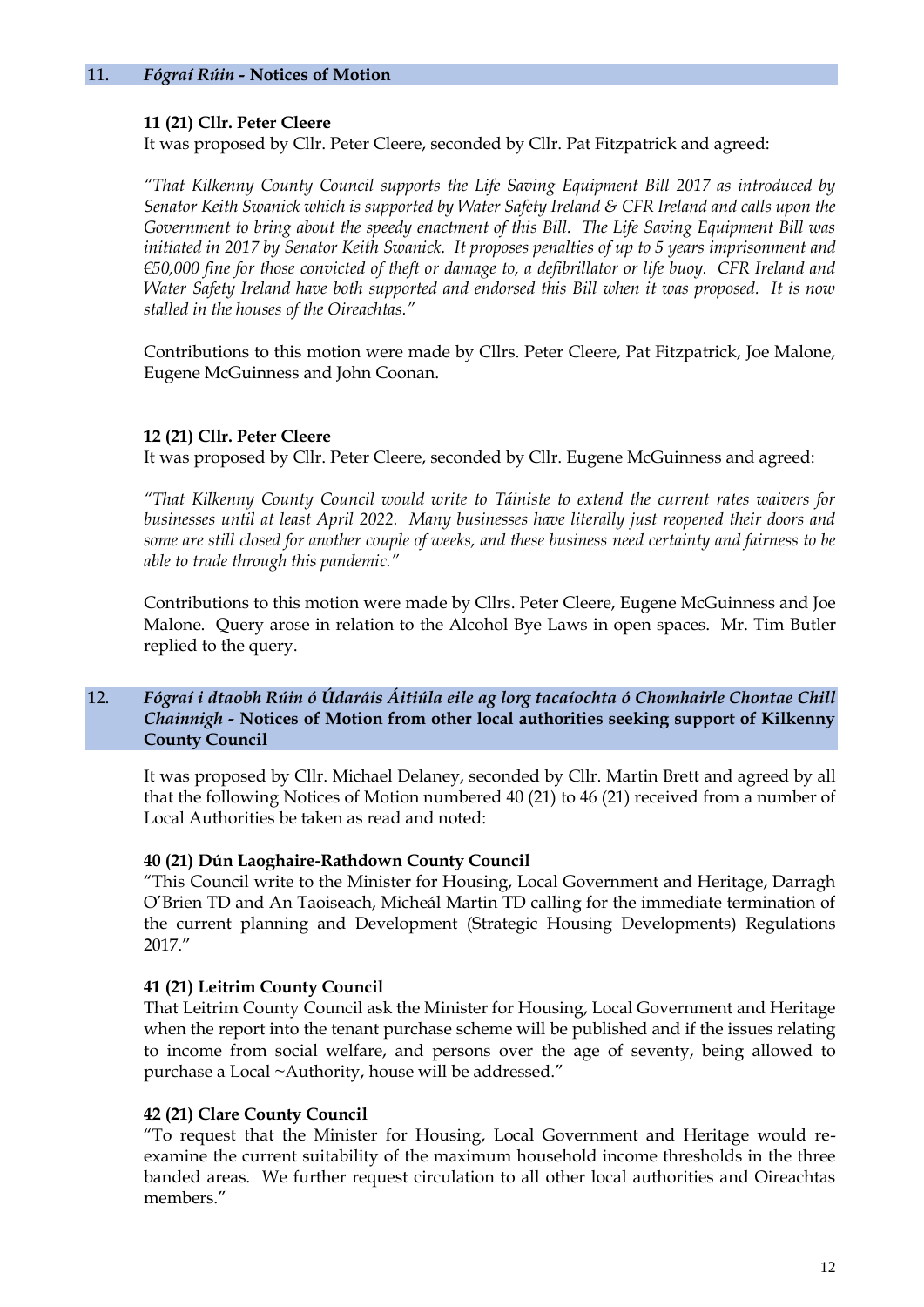## 11. *Fógraí Rúin* - Notices of Motion

**11 (21) Cllr. Peter Cleere**

It was proposed by Cllr. Peter Cleere, seconded by Cllr. Pat Fitzpatrick and agreed:

*"That Kilkenny County Council supports the Life Saving Equipment Bill 2017 as introduced by Senator Keith Swanick which is supported by Water Safety Ireland & CFR Ireland and calls upon the Government to bring about the speedy enactment of this Bill. The Life Saving Equipment Bill was initiated in 2017 by Senator Keith Swanick. It proposes penalties of up to 5 years imprisonment and €50,000 fine for those convicted of theft or damage to, a defibrillator or life buoy. CFR Ireland and Water Safety Ireland have both supported and endorsed this Bill when it was proposed. It is now stalled in the houses of the Oireachtas."*

Contributions to this motion were made by Cllrs. Peter Cleere, Pat Fitzpatrick, Joe Malone, Eugene McGuinness and John Coonan.

**12 (21) Cllr. Peter Cleere**

It was proposed by Cllr. Peter Cleere, seconded by Cllr. Eugene McGuinness and agreed:

*"That Kilkenny County Council would write to Táiniste to extend the current rates waivers for businesses until at least April 2022. Many businesses have literally just reopened their doors and some are still closed for another couple of weeks, and these business need certainty and fairness to be able to trade through this pandemic."*

Contributions to this motion were made by Cllrs. Peter Cleere, Eugene McGuinness and Joe Malone. Query arose in relation to the Alcohol Bye Laws in open spaces. Mr. Tim Butler replied to the query.

## 12. *Fógraí i dtaobh Rúin ó Údaráis Áitiúla eile ag lorg tacaíochta ó Chomhairle Chontae Chill Chainnigh* - Notices of Motion from other local authorities seeking support of Kilkenny County Council

It was proposed by Cllr. Michael Delaney, seconded by Cllr. Martin Brett and agreed by all that the following Notices of Motion numbered 40 (21) to 46 (21) received from a number of Local Authorities be taken as read and noted:

**40 (21) Dún Laoghaire-Rathdown County Council**

"This Council write to the Minister for Housing, Local Government and Heritage, Darragh O'Brien TD and An Taoiseach, Micheál Martin TD calling for the immediate termination of the current planning and Development (Strategic Housing Developments) Regulations 2017."

**41 (21) Leitrim County Council**

That Leitrim County Council ask the Minister for Housing, Local Government and Heritage when the report into the tenant purchase scheme will be published and if the issues relating to income from social welfare, and persons over the age of seventy, being allowed to purchase a Local ~Authority, house will be addressed."

**42 (21) Clare County Council**

"To request that the Minister for Housing, Local Government and Heritage would re-examine the current suitability of the maximum household income thresholds in the three banded areas. We further request circulation to all other local authorities and Oireachtas members."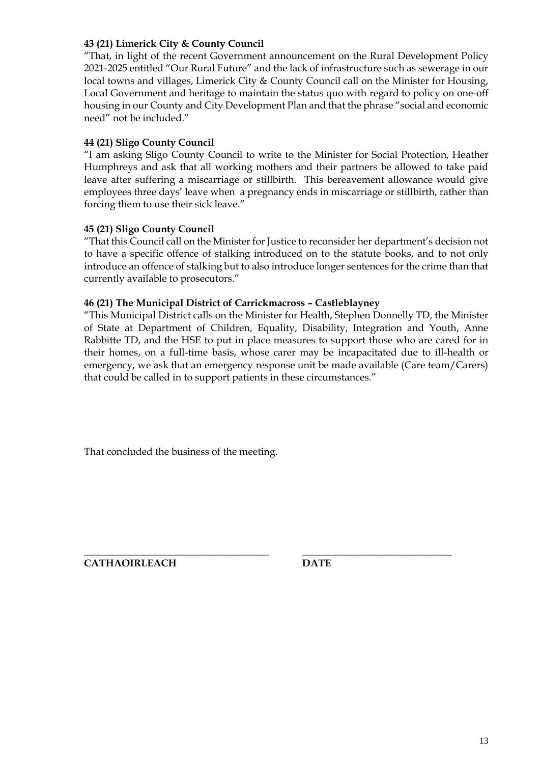**43 (21) Limerick City & County Council**

"That, in light of the recent Government announcement on the Rural Development Policy 2021-2025 entitled "Our Rural Future" and the lack of infrastructure such as sewerage in our local towns and villages, Limerick City & County Council call on the Minister for Housing, Local Government and heritage to maintain the status quo with regard to policy on one-off housing in our County and City Development Plan and that the phrase "social and economic need" not be included."

**44 (21) Sligo County Council**

"I am asking Sligo County Council to write to the Minister for Social Protection, Heather Humphreys and ask that all working mothers and their partners be allowed to take paid leave after suffering a miscarriage or stillbirth. This bereavement allowance would give employees three days' leave when a pregnancy ends in miscarriage or stillbirth, rather than forcing them to use their sick leave."

**45 (21) Sligo County Council**

"That this Council call on the Minister for Justice to reconsider her department's decision not to have a specific offence of stalking introduced on to the statute books, and to not only introduce an offence of stalking but to also introduce longer sentences for the crime than that currently available to prosecutors."

**46 (21) The Municipal District of Carrickmacross – Castleblayney**

"This Municipal District calls on the Minister for Health, Stephen Donnelly TD, the Minister of State at Department of Children, Equality, Disability, Integration and Youth, Anne Rabbitte TD, and the HSE to put in place measures to support those who are cared for in their homes, on a full-time basis, whose carer may be incapacitated due to ill-health or emergency, we ask that an emergency response unit be made available (Care team/Carers) that could be called in to support patients in these circumstances."

That concluded the business of the meeting.

_____________________________________ _______________________________

**CATHAOIRLEACH** **DATE**